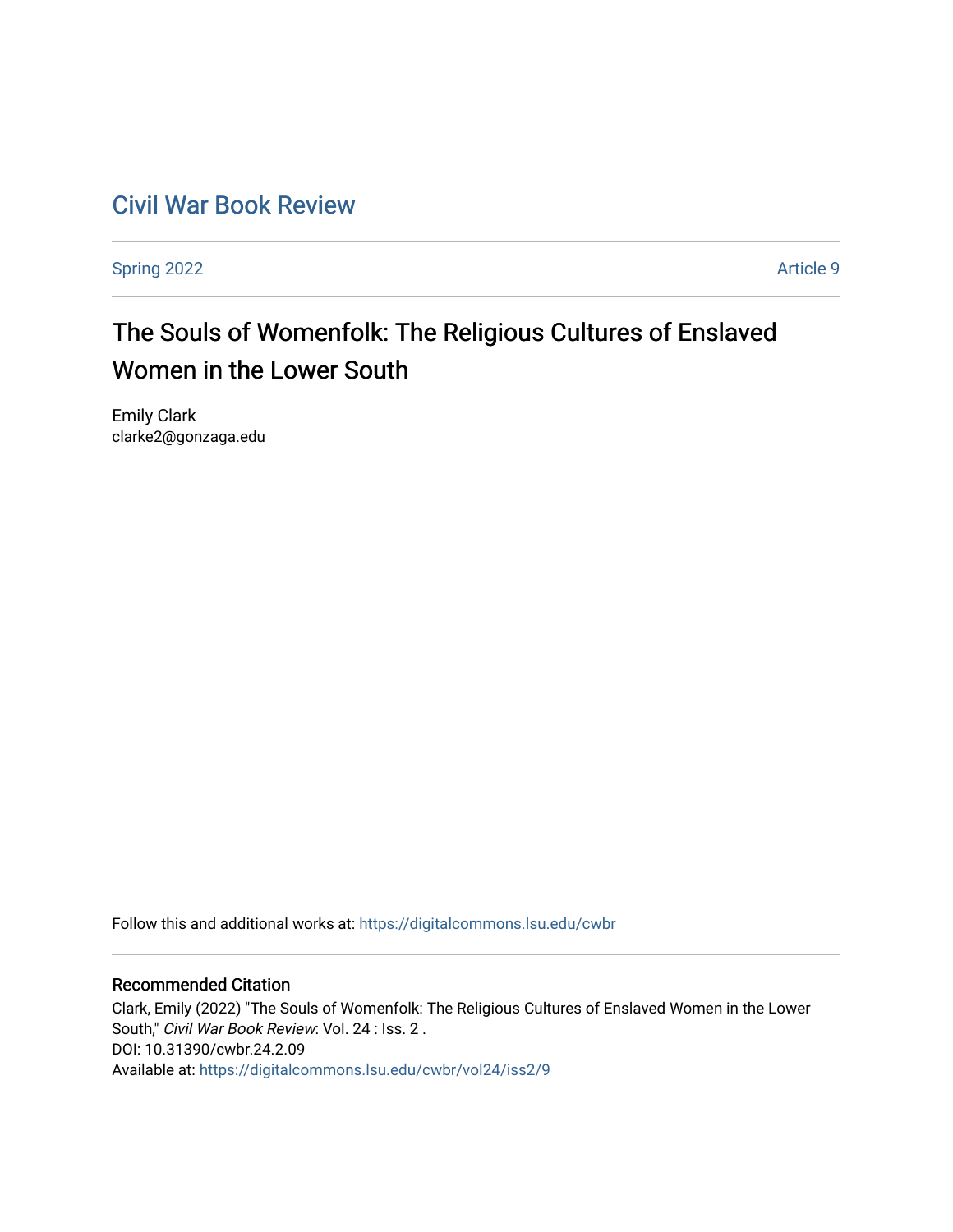# Civil War Book Review

Spring 2022 | Article 9

## The Souls of Womenfolk: The Religious Cultures of Enslaved Women in the Lower South

Emily Clark
clarke2@gonzaga.edu

Follow this and additional works at: https://digitalcommons.lsu.edu/cwbr

### Recommended Citation

Clark, Emily (2022) "The Souls of Womenfolk: The Religious Cultures of Enslaved Women in the Lower South," *Civil War Book Review*: Vol. 24 : Iss. 2 .
DOI: 10.31390/cwbr.24.2.09
Available at: https://digitalcommons.lsu.edu/cwbr/vol24/iss2/9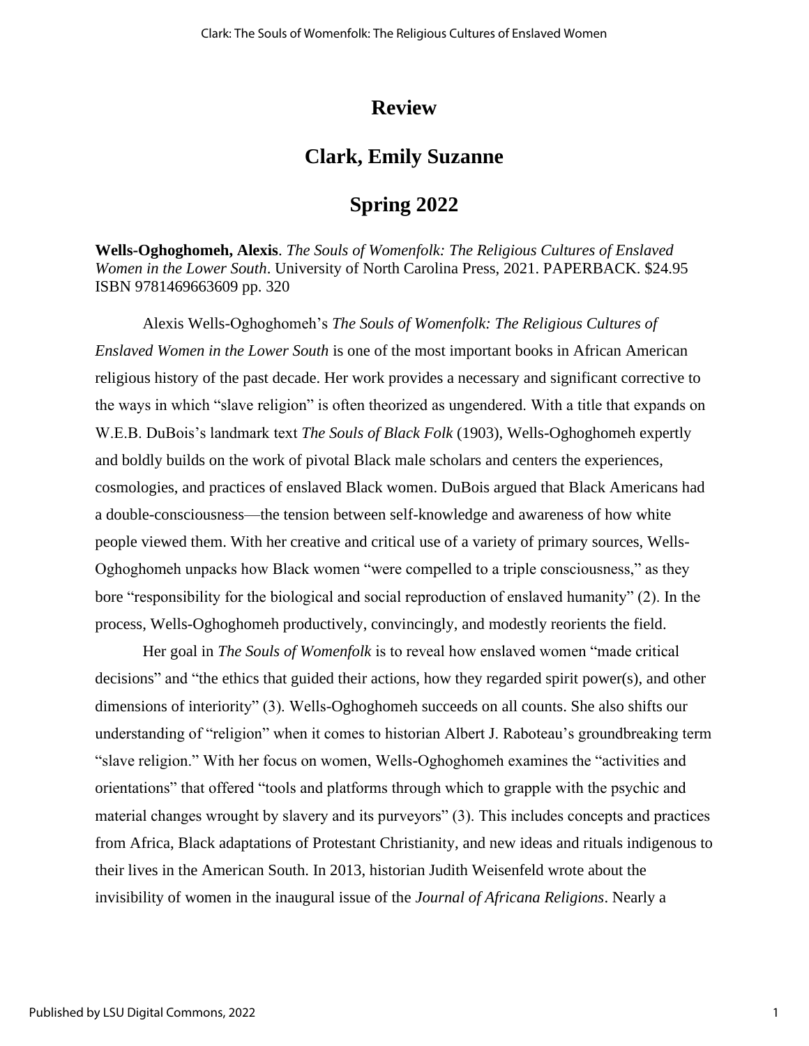# Review

# Clark, Emily Suzanne

# Spring 2022

**Wells-Oghoghomeh, Alexis**. *The Souls of Womenfolk: The Religious Cultures of Enslaved Women in the Lower South*. University of North Carolina Press, 2021. PAPERBACK. $24.95 ISBN 9781469663609 pp. 320

Alexis Wells-Oghoghomeh's *The Souls of Womenfolk: The Religious Cultures of Enslaved Women in the Lower South* is one of the most important books in African American religious history of the past decade. Her work provides a necessary and significant corrective to the ways in which "slave religion" is often theorized as ungendered. With a title that expands on W.E.B. DuBois's landmark text *The Souls of Black Folk* (1903), Wells-Oghoghomeh expertly and boldly builds on the work of pivotal Black male scholars and centers the experiences, cosmologies, and practices of enslaved Black women. DuBois argued that Black Americans had a double-consciousness—the tension between self-knowledge and awareness of how white people viewed them. With her creative and critical use of a variety of primary sources, Wells-Oghoghomeh unpacks how Black women "were compelled to a triple consciousness," as they bore "responsibility for the biological and social reproduction of enslaved humanity" (2). In the process, Wells-Oghoghomeh productively, convincingly, and modestly reorients the field.

Her goal in *The Souls of Womenfolk* is to reveal how enslaved women "made critical decisions" and "the ethics that guided their actions, how they regarded spirit power(s), and other dimensions of interiority" (3). Wells-Oghoghomeh succeeds on all counts. She also shifts our understanding of "religion" when it comes to historian Albert J. Raboteau's groundbreaking term "slave religion." With her focus on women, Wells-Oghoghomeh examines the "activities and orientations" that offered "tools and platforms through which to grapple with the psychic and material changes wrought by slavery and its purveyors" (3). This includes concepts and practices from Africa, Black adaptations of Protestant Christianity, and new ideas and rituals indigenous to their lives in the American South. In 2013, historian Judith Weisenfeld wrote about the invisibility of women in the inaugural issue of the *Journal of Africana Religions*. Nearly a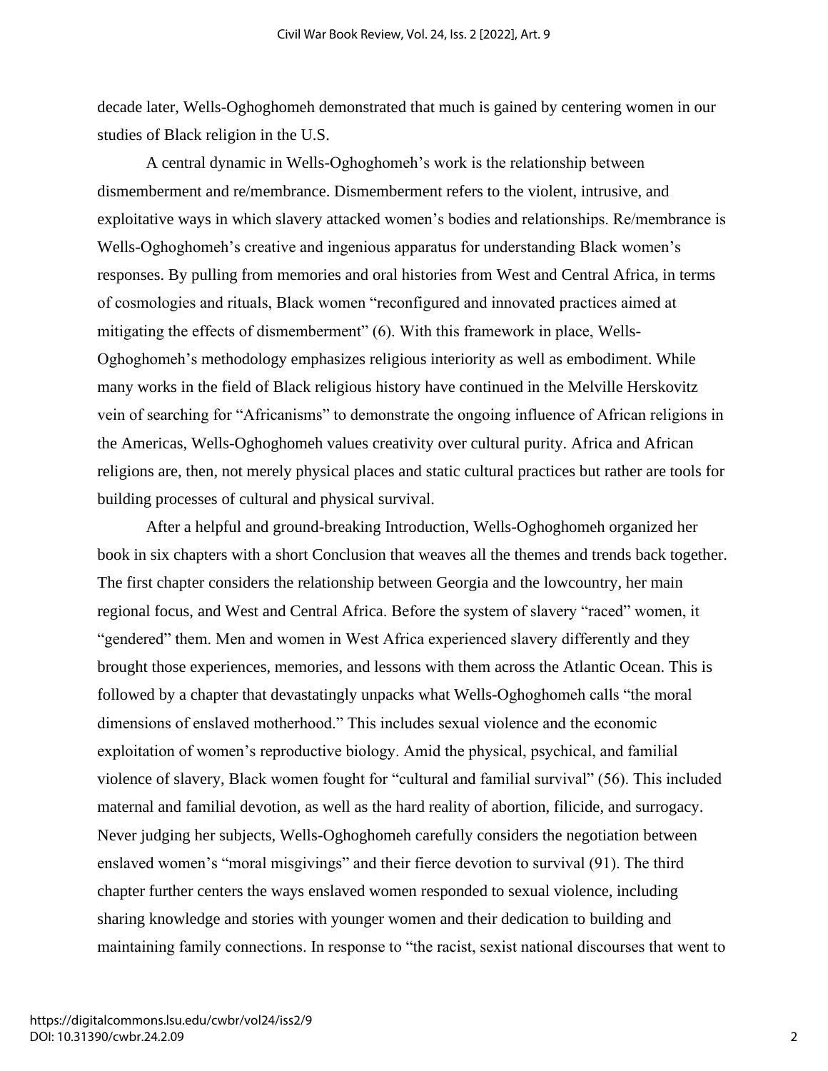decade later, Wells-Oghoghomeh demonstrated that much is gained by centering women in our studies of Black religion in the U.S.

A central dynamic in Wells-Oghoghomeh's work is the relationship between dismemberment and re/membrance. Dismemberment refers to the violent, intrusive, and exploitative ways in which slavery attacked women's bodies and relationships. Re/membrance is Wells-Oghoghomeh's creative and ingenious apparatus for understanding Black women's responses. By pulling from memories and oral histories from West and Central Africa, in terms of cosmologies and rituals, Black women "reconfigured and innovated practices aimed at mitigating the effects of dismemberment" (6). With this framework in place, Wells-Oghoghomeh's methodology emphasizes religious interiority as well as embodiment. While many works in the field of Black religious history have continued in the Melville Herskovitz vein of searching for "Africanisms" to demonstrate the ongoing influence of African religions in the Americas, Wells-Oghoghomeh values creativity over cultural purity. Africa and African religions are, then, not merely physical places and static cultural practices but rather are tools for building processes of cultural and physical survival.

After a helpful and ground-breaking Introduction, Wells-Oghoghomeh organized her book in six chapters with a short Conclusion that weaves all the themes and trends back together. The first chapter considers the relationship between Georgia and the lowcountry, her main regional focus, and West and Central Africa. Before the system of slavery "raced" women, it "gendered" them. Men and women in West Africa experienced slavery differently and they brought those experiences, memories, and lessons with them across the Atlantic Ocean. This is followed by a chapter that devastatingly unpacks what Wells-Oghoghomeh calls "the moral dimensions of enslaved motherhood." This includes sexual violence and the economic exploitation of women's reproductive biology. Amid the physical, psychical, and familial violence of slavery, Black women fought for "cultural and familial survival" (56). This included maternal and familial devotion, as well as the hard reality of abortion, filicide, and surrogacy. Never judging her subjects, Wells-Oghoghomeh carefully considers the negotiation between enslaved women's "moral misgivings" and their fierce devotion to survival (91). The third chapter further centers the ways enslaved women responded to sexual violence, including sharing knowledge and stories with younger women and their dedication to building and maintaining family connections. In response to "the racist, sexist national discourses that went to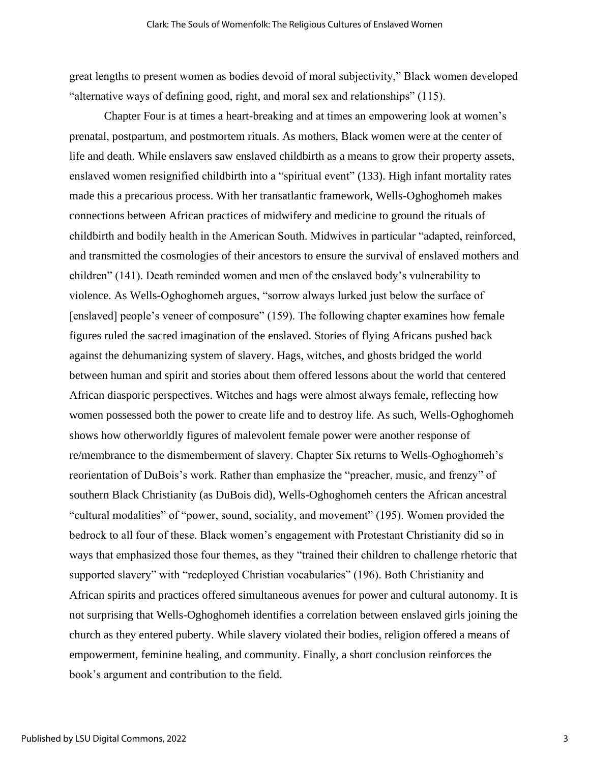great lengths to present women as bodies devoid of moral subjectivity," Black women developed "alternative ways of defining good, right, and moral sex and relationships" (115).

Chapter Four is at times a heart-breaking and at times an empowering look at women's prenatal, postpartum, and postmortem rituals. As mothers, Black women were at the center of life and death. While enslavers saw enslaved childbirth as a means to grow their property assets, enslaved women resignified childbirth into a "spiritual event" (133). High infant mortality rates made this a precarious process. With her transatlantic framework, Wells-Oghoghomeh makes connections between African practices of midwifery and medicine to ground the rituals of childbirth and bodily health in the American South. Midwives in particular "adapted, reinforced, and transmitted the cosmologies of their ancestors to ensure the survival of enslaved mothers and children" (141). Death reminded women and men of the enslaved body's vulnerability to violence. As Wells-Oghoghomeh argues, "sorrow always lurked just below the surface of [enslaved] people's veneer of composure" (159). The following chapter examines how female figures ruled the sacred imagination of the enslaved. Stories of flying Africans pushed back against the dehumanizing system of slavery. Hags, witches, and ghosts bridged the world between human and spirit and stories about them offered lessons about the world that centered African diasporic perspectives. Witches and hags were almost always female, reflecting how women possessed both the power to create life and to destroy life. As such, Wells-Oghoghomeh shows how otherworldly figures of malevolent female power were another response of re/membrance to the dismemberment of slavery. Chapter Six returns to Wells-Oghoghomeh's reorientation of DuBois's work. Rather than emphasize the "preacher, music, and frenzy" of southern Black Christianity (as DuBois did), Wells-Oghoghomeh centers the African ancestral "cultural modalities" of "power, sound, sociality, and movement" (195). Women provided the bedrock to all four of these. Black women's engagement with Protestant Christianity did so in ways that emphasized those four themes, as they "trained their children to challenge rhetoric that supported slavery" with "redeployed Christian vocabularies" (196). Both Christianity and African spirits and practices offered simultaneous avenues for power and cultural autonomy. It is not surprising that Wells-Oghoghomeh identifies a correlation between enslaved girls joining the church as they entered puberty. While slavery violated their bodies, religion offered a means of empowerment, feminine healing, and community. Finally, a short conclusion reinforces the book's argument and contribution to the field.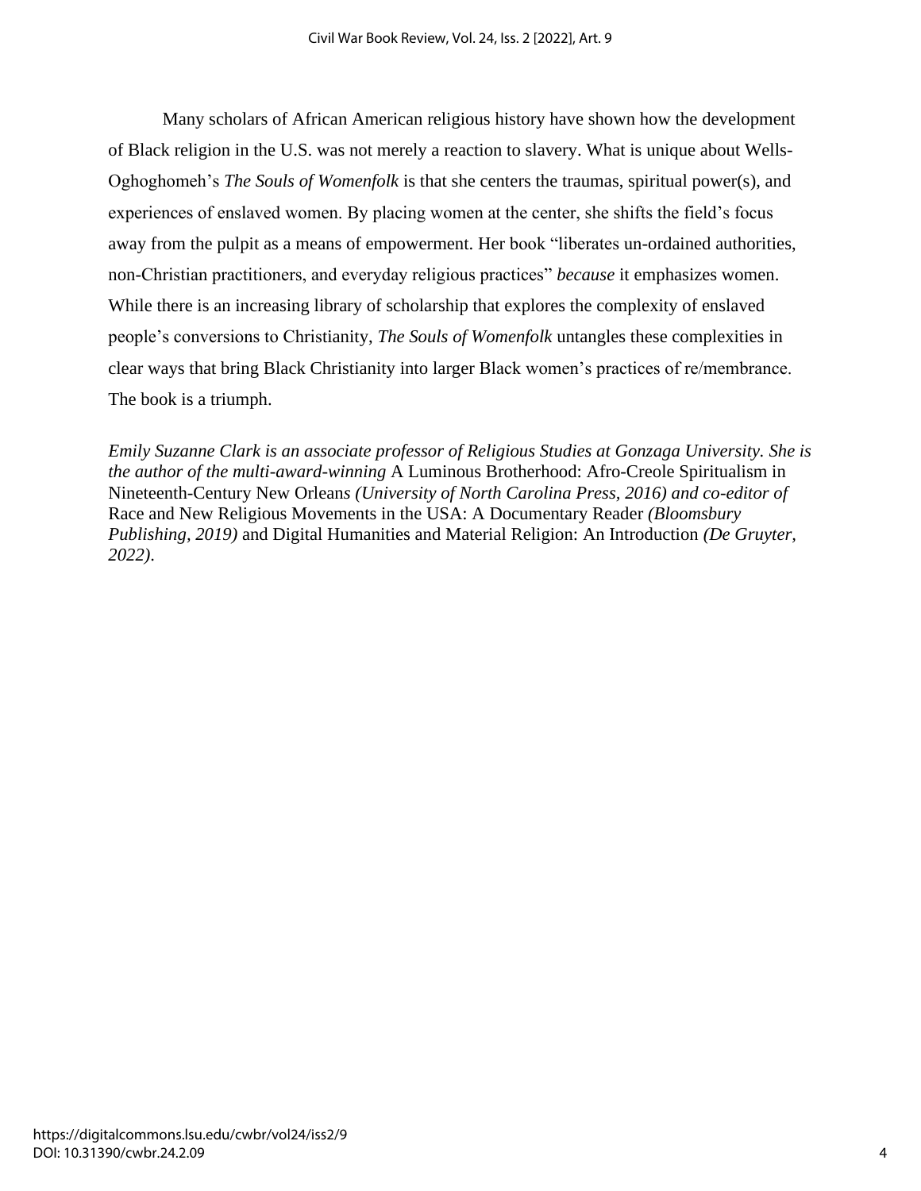Many scholars of African American religious history have shown how the development of Black religion in the U.S. was not merely a reaction to slavery. What is unique about Wells-Oghoghomeh's *The Souls of Womenfolk* is that she centers the traumas, spiritual power(s), and experiences of enslaved women. By placing women at the center, she shifts the field's focus away from the pulpit as a means of empowerment. Her book "liberates un-ordained authorities, non-Christian practitioners, and everyday religious practices" *because* it emphasizes women. While there is an increasing library of scholarship that explores the complexity of enslaved people's conversions to Christianity, *The Souls of Womenfolk* untangles these complexities in clear ways that bring Black Christianity into larger Black women's practices of re/membrance. The book is a triumph.

*Emily Suzanne Clark is an associate professor of Religious Studies at Gonzaga University. She is the author of the multi-award-winning* A Luminous Brotherhood: Afro-Creole Spiritualism in Nineteenth-Century New Orleans *(University of North Carolina Press, 2016) and co-editor of* Race and New Religious Movements in the USA: A Documentary Reader *(Bloomsbury Publishing, 2019)* and Digital Humanities and Material Religion: An Introduction *(De Gruyter, 2022)*.